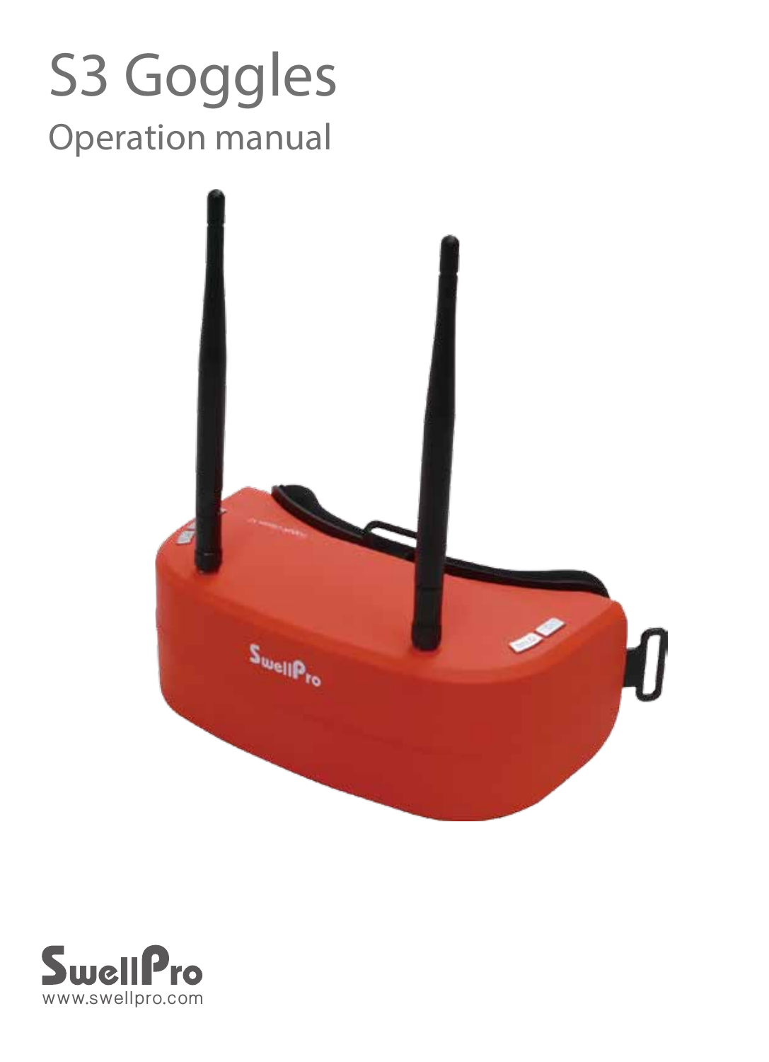# S3 Goggles

## Operation manual

SwellPro

www.swellpro.com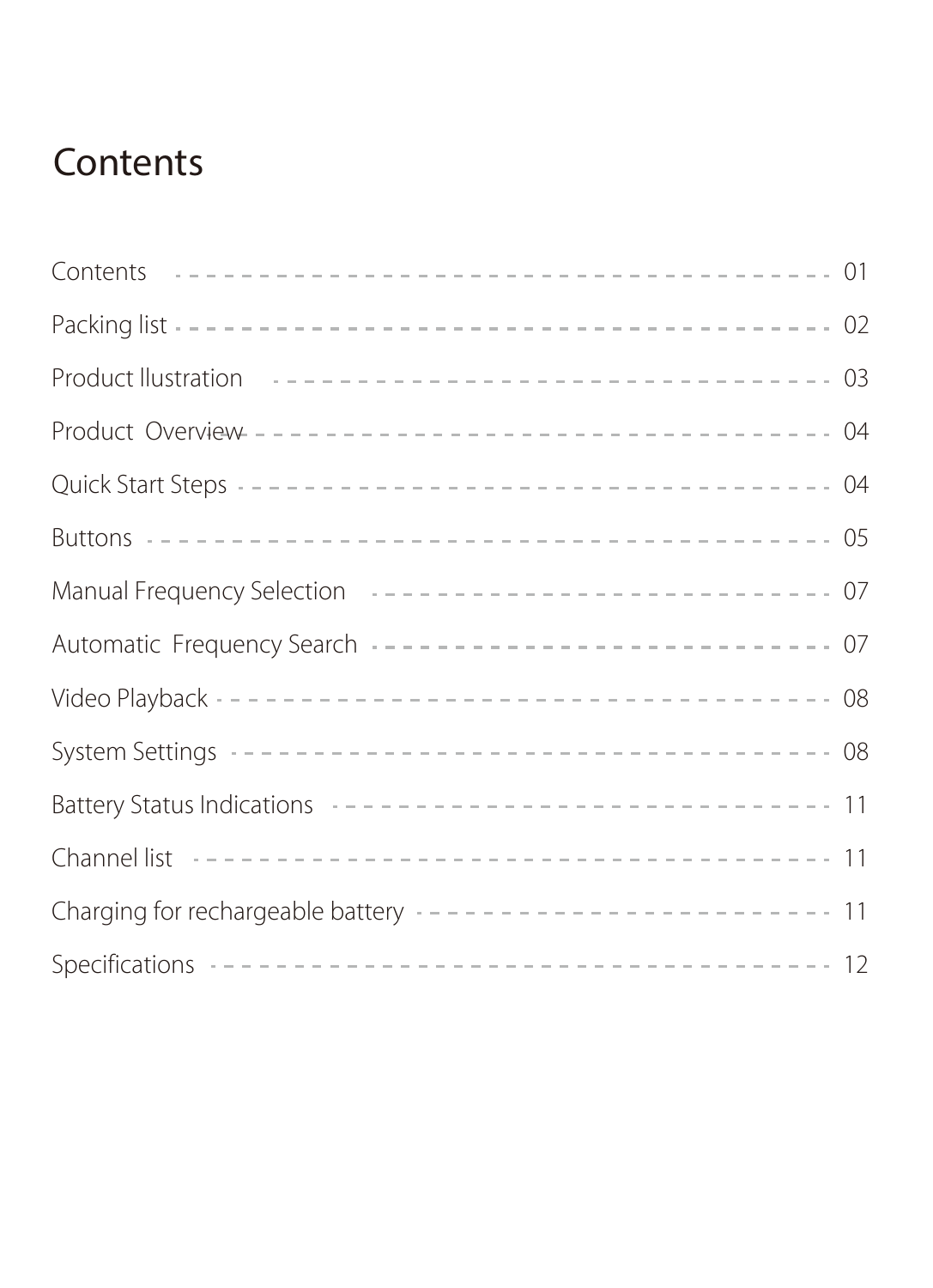# Contents

| | |
|---|---|
| Contents | 01 |
| Packing list | 02 |
| Product llustration | 03 |
| Product Overview | 04 |
| Quick Start Steps | 04 |
| Buttons | 05 |
| Manual Frequency Selection | 07 |
| Automatic Frequency Search | 07 |
| Video Playback | 08 |
| System Settings | 08 |
| Battery Status Indications | 11 |
| Channel list | 11 |
| Charging for rechargeable battery | 11 |
| Specifications | 12 |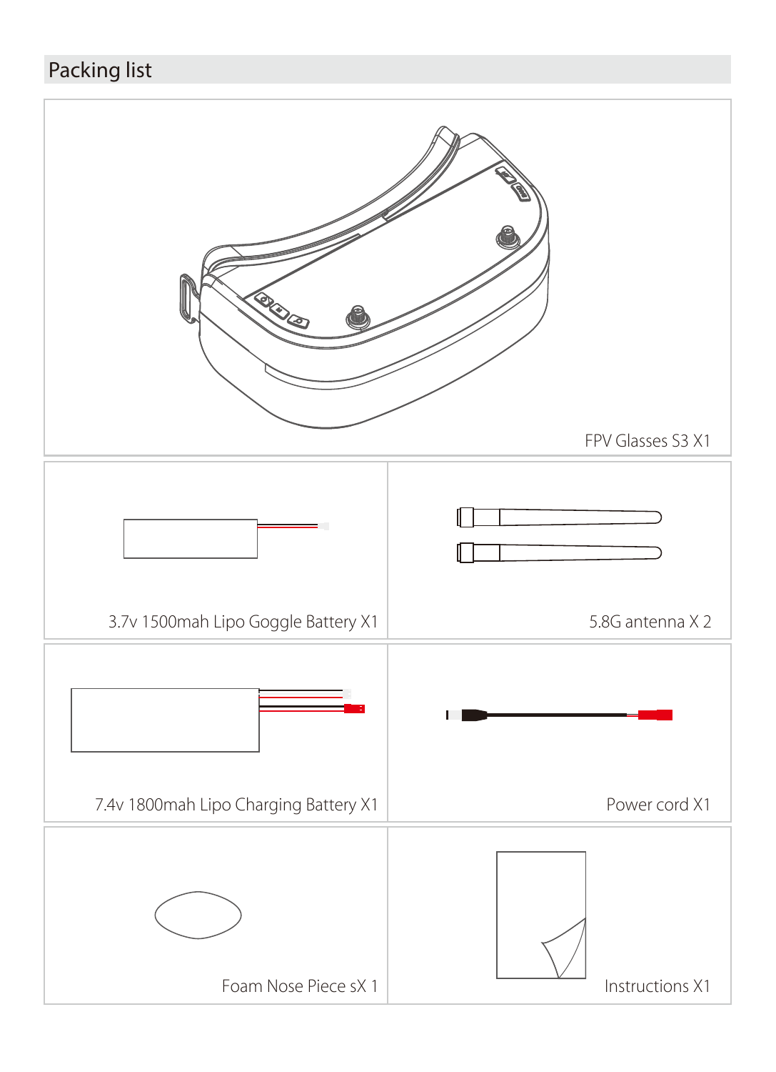## Packing list

FPV Glasses S3 X1

3.7v 1500mah Lipo Goggle Battery X1

5.8G antenna X 2

7.4v 1800mah Lipo Charging Battery X1

Power cord X1

Foam Nose Piece sX 1

Instructions X1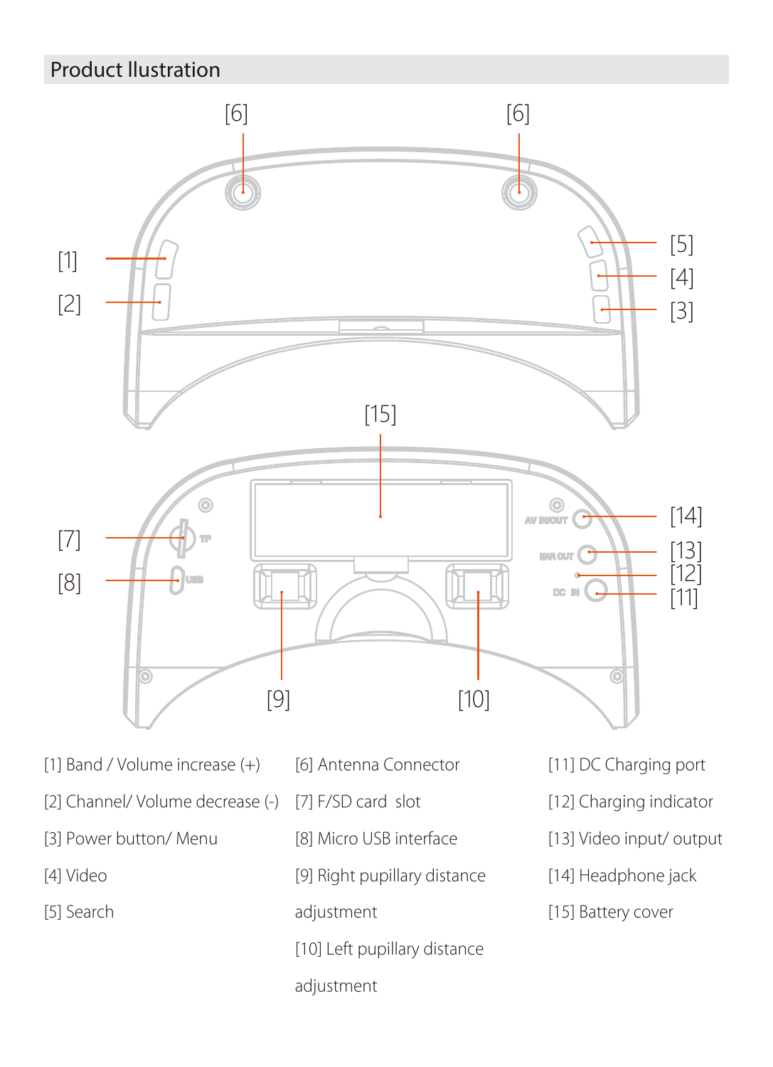## Product Illustration

[1] Band / Volume increase (+)

[2] Channel/ Volume decrease (-)

[3] Power button/ Menu

[4] Video

[5] Search

[6] Antenna Connector

[7] F/SD card slot

[8] Micro USB interface

[9] Right pupillary distance adjustment

[10] Left pupillary distance adjustment

[11] DC Charging port

[12] Charging indicator

[13] Video input/ output

[14] Headphone jack

[15] Battery cover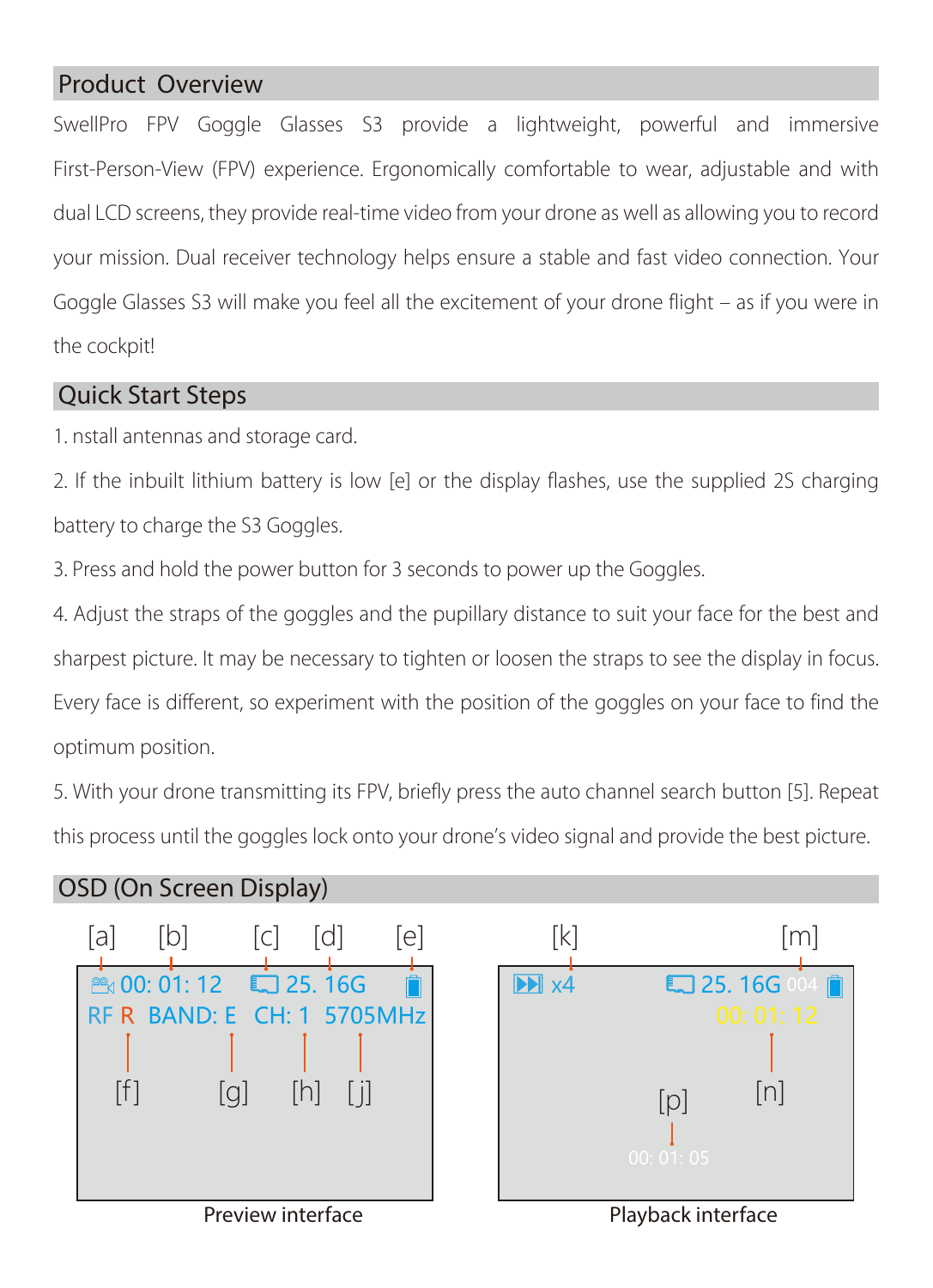## Product Overview

SwellPro FPV Goggle Glasses S3 provide a lightweight, powerful and immersive First-Person-View (FPV) experience. Ergonomically comfortable to wear, adjustable and with dual LCD screens, they provide real-time video from your drone as well as allowing you to record your mission. Dual receiver technology helps ensure a stable and fast video connection. Your Goggle Glasses S3 will make you feel all the excitement of your drone flight – as if you were in the cockpit!

## Quick Start Steps

1. nstall antennas and storage card.

2. If the inbuilt lithium battery is low [e] or the display flashes, use the supplied 2S charging battery to charge the S3 Goggles.

3. Press and hold the power button for 3 seconds to power up the Goggles.

4. Adjust the straps of the goggles and the pupillary distance to suit your face for the best and sharpest picture. It may be necessary to tighten or loosen the straps to see the display in focus. Every face is different, so experiment with the position of the goggles on your face to find the optimum position.

5. With your drone transmitting its FPV, briefly press the auto channel search button [5]. Repeat this process until the goggles lock onto your drone's video signal and provide the best picture.

## OSD (On Screen Display)

[a] [b] [c] [d] [e]

00: 01: 12 25. 16G

RF R BAND: E CH: 1 5705MHz

[f] [g] [h] [j]

Preview interface

[k] [m]

x4 25. 16G 004

00: 01: 12

[p] [n]

00: 01: 05

Playback interface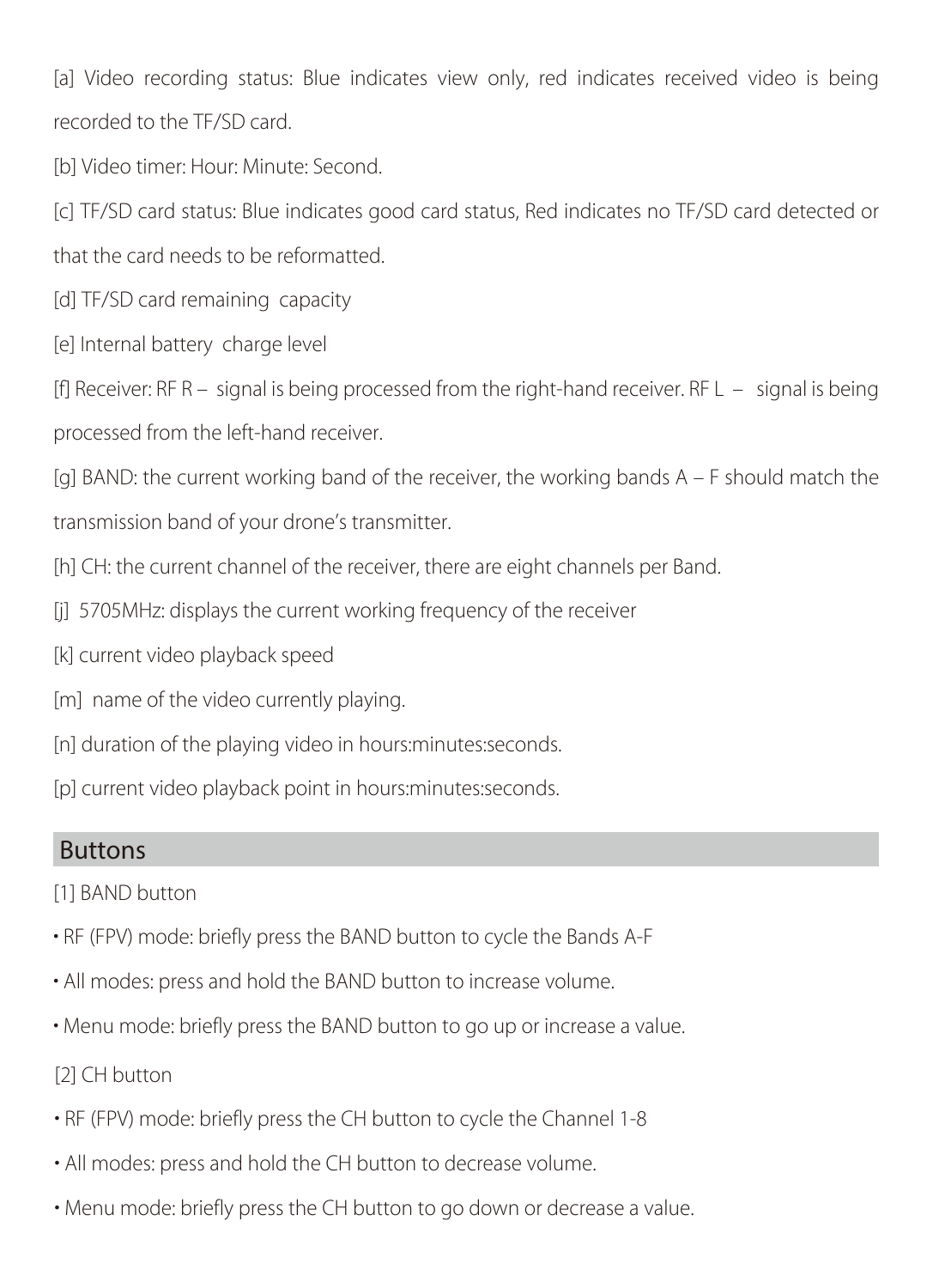[a] Video recording status: Blue indicates view only, red indicates received video is being recorded to the TF/SD card.

[b] Video timer: Hour: Minute: Second.

[c] TF/SD card status: Blue indicates good card status, Red indicates no TF/SD card detected or that the card needs to be reformatted.

[d] TF/SD card remaining capacity

[e] Internal battery charge level

[f] Receiver: RF R – signal is being processed from the right-hand receiver. RF L – signal is being processed from the left-hand receiver.

[g] BAND: the current working band of the receiver, the working bands A – F should match the transmission band of your drone's transmitter.

[h] CH: the current channel of the receiver, there are eight channels per Band.

[j] 5705MHz: displays the current working frequency of the receiver

[k] current video playback speed

[m] name of the video currently playing.

[n] duration of the playing video in hours:minutes:seconds.

[p] current video playback point in hours:minutes:seconds.

## Buttons

[1] BAND button

- RF (FPV) mode: briefly press the BAND button to cycle the Bands A-F
- All modes: press and hold the BAND button to increase volume.
- Menu mode: briefly press the BAND button to go up or increase a value.

[2] CH button

- RF (FPV) mode: briefly press the CH button to cycle the Channel 1-8
- All modes: press and hold the CH button to decrease volume.
- Menu mode: briefly press the CH button to go down or decrease a value.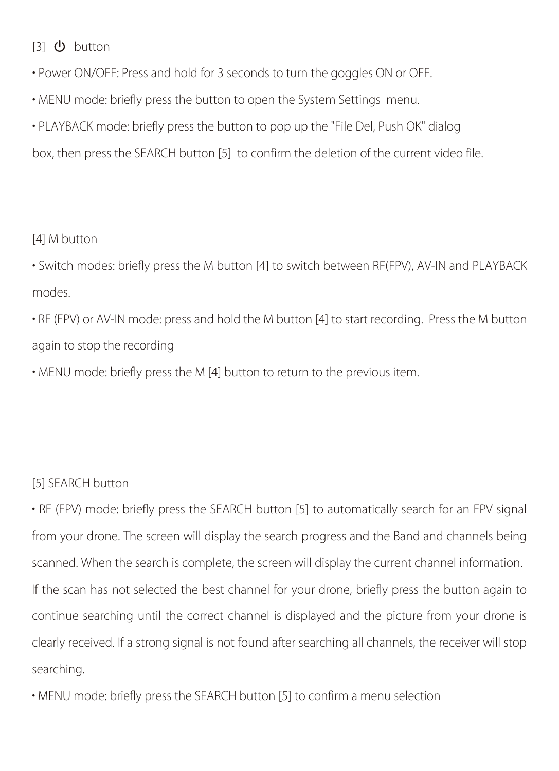[3] ⏻ button

• Power ON/OFF: Press and hold for 3 seconds to turn the goggles ON or OFF.

• MENU mode: briefly press the button to open the System Settings menu.

• PLAYBACK mode: briefly press the button to pop up the "File Del, Push OK" dialog box, then press the SEARCH button [5] to confirm the deletion of the current video file.

[4] M button

• Switch modes: briefly press the M button [4] to switch between RF(FPV), AV-IN and PLAYBACK modes.

• RF (FPV) or AV-IN mode: press and hold the M button [4] to start recording. Press the M button again to stop the recording

• MENU mode: briefly press the M [4] button to return to the previous item.

[5] SEARCH button

• RF (FPV) mode: briefly press the SEARCH button [5] to automatically search for an FPV signal from your drone. The screen will display the search progress and the Band and channels being scanned. When the search is complete, the screen will display the current channel information. If the scan has not selected the best channel for your drone, briefly press the button again to continue searching until the correct channel is displayed and the picture from your drone is clearly received. If a strong signal is not found after searching all channels, the receiver will stop searching.

• MENU mode: briefly press the SEARCH button [5] to confirm a menu selection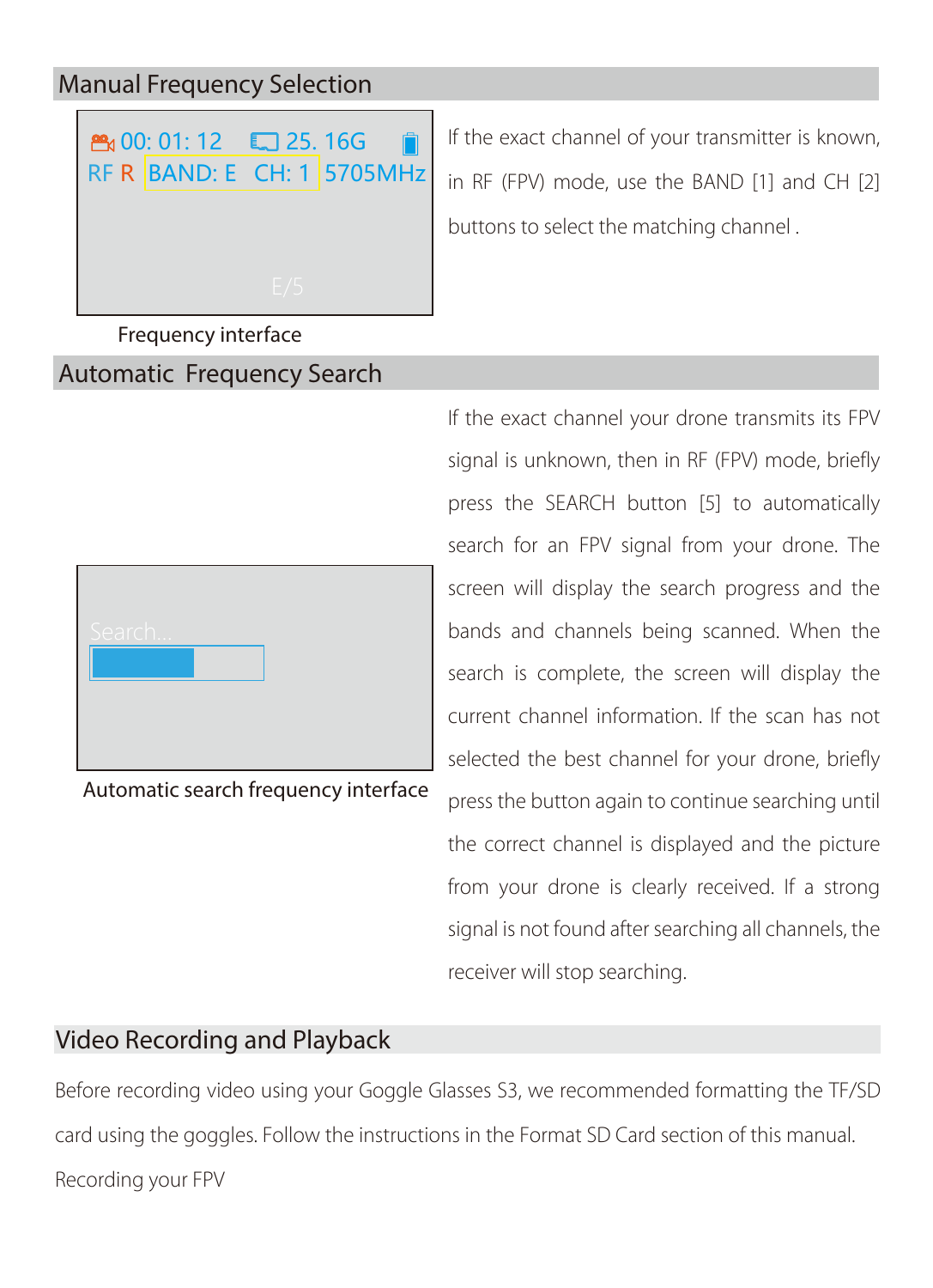## Manual Frequency Selection

00: 01: 12 25. 16G
RF R BAND: E CH: 1 5705MHz

E/5

Frequency interface

If the exact channel of your transmitter is known, in RF (FPV) mode, use the BAND [1] and CH [2] buttons to select the matching channel .

## Automatic Frequency Search

Search...

Automatic search frequency interface

If the exact channel your drone transmits its FPV signal is unknown, then in RF (FPV) mode, briefly press the SEARCH button [5] to automatically search for an FPV signal from your drone. The screen will display the search progress and the bands and channels being scanned. When the search is complete, the screen will display the current channel information. If the scan has not selected the best channel for your drone, briefly press the button again to continue searching until the correct channel is displayed and the picture from your drone is clearly received. If a strong signal is not found after searching all channels, the receiver will stop searching.

## Video Recording and Playback

Before recording video using your Goggle Glasses S3, we recommended formatting the TF/SD card using the goggles. Follow the instructions in the Format SD Card section of this manual.

Recording your FPV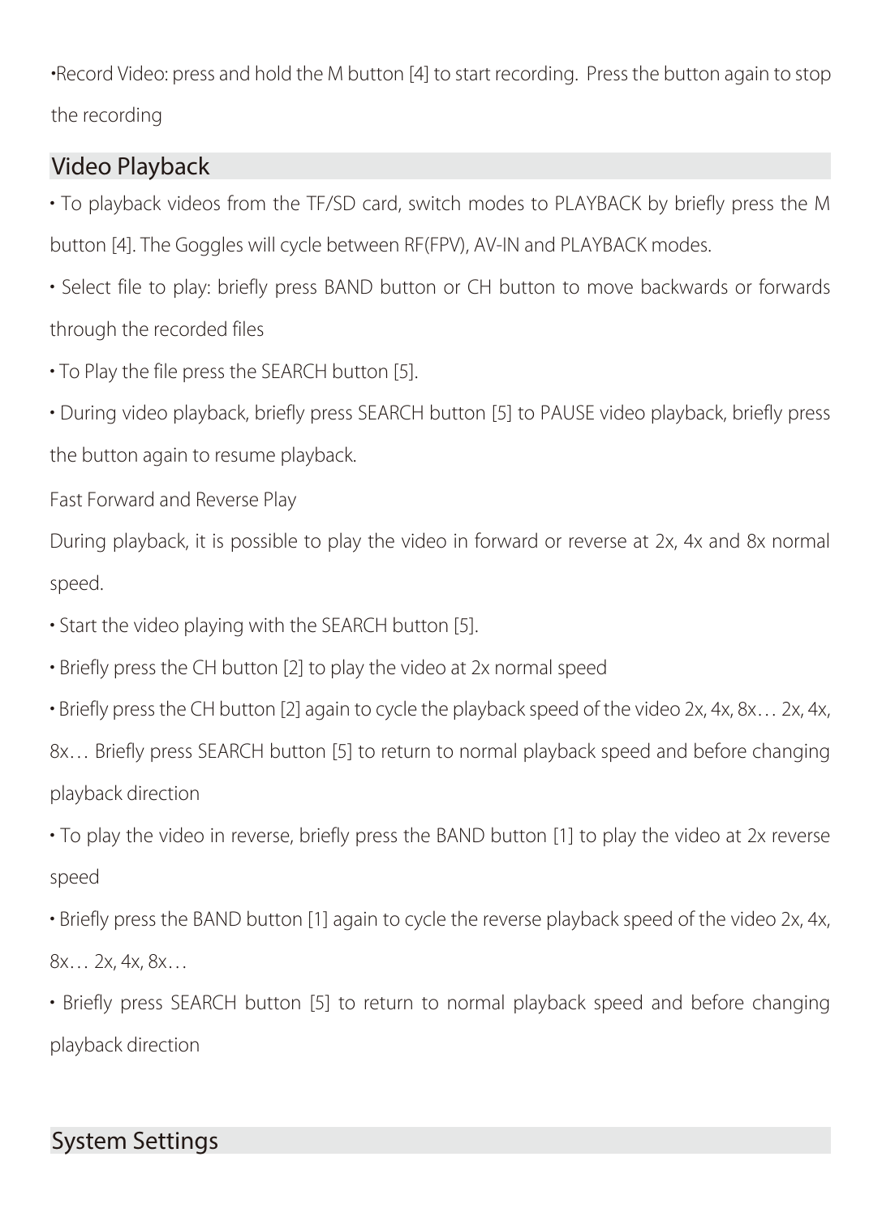•Record Video: press and hold the M button [4] to start recording. Press the button again to stop the recording

## Video Playback

• To playback videos from the TF/SD card, switch modes to PLAYBACK by briefly press the M button [4]. The Goggles will cycle between RF(FPV), AV-IN and PLAYBACK modes.

• Select file to play: briefly press BAND button or CH button to move backwards or forwards through the recorded files

• To Play the file press the SEARCH button [5].

• During video playback, briefly press SEARCH button [5] to PAUSE video playback, briefly press the button again to resume playback.

Fast Forward and Reverse Play

During playback, it is possible to play the video in forward or reverse at 2x, 4x and 8x normal speed.

• Start the video playing with the SEARCH button [5].

• Briefly press the CH button [2] to play the video at 2x normal speed

• Briefly press the CH button [2] again to cycle the playback speed of the video 2x, 4x, 8x… 2x, 4x, 8x… Briefly press SEARCH button [5] to return to normal playback speed and before changing playback direction

• To play the video in reverse, briefly press the BAND button [1] to play the video at 2x reverse speed

• Briefly press the BAND button [1] again to cycle the reverse playback speed of the video 2x, 4x, 8x… 2x, 4x, 8x…

• Briefly press SEARCH button [5] to return to normal playback speed and before changing playback direction

## System Settings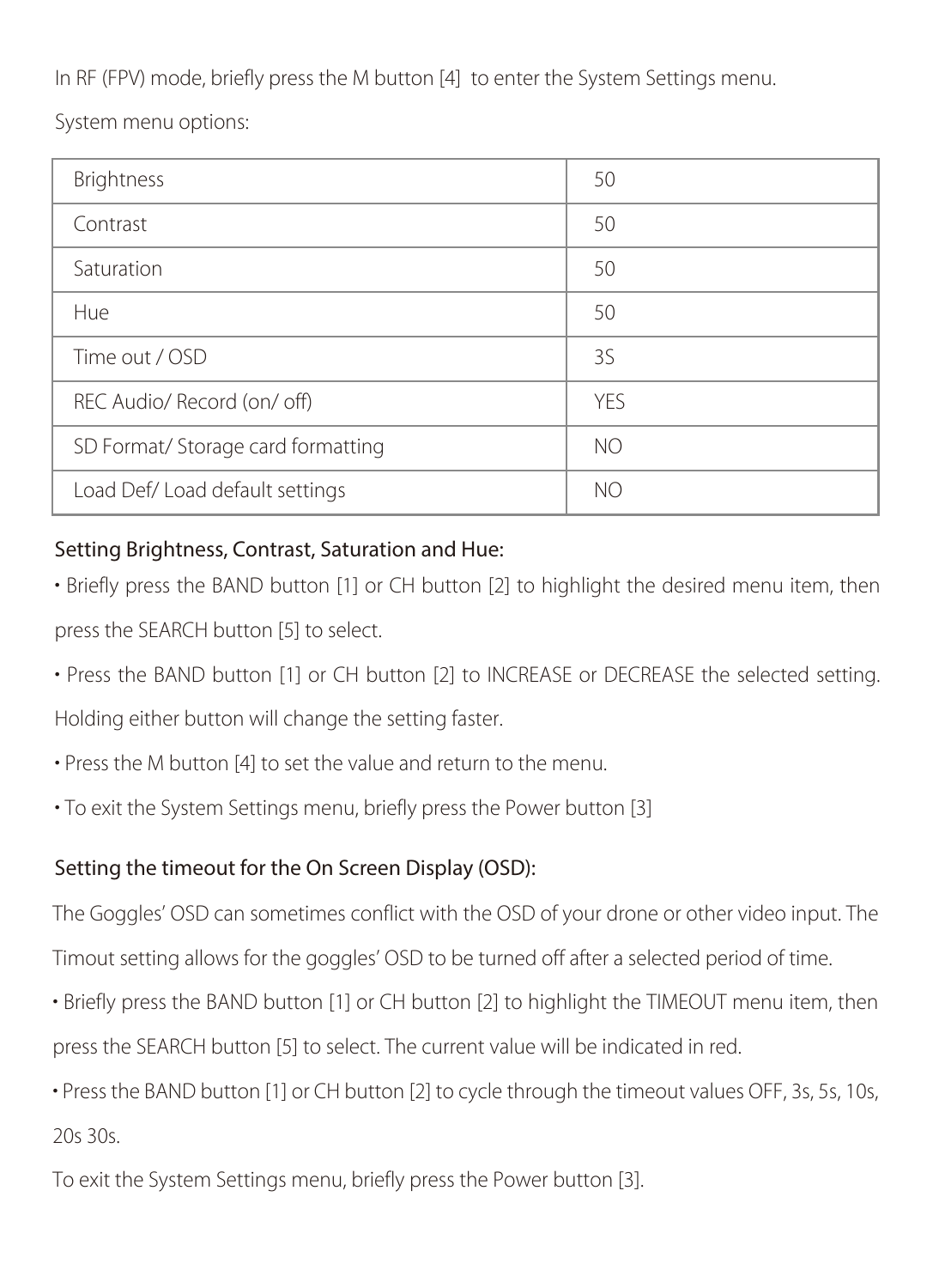In RF (FPV) mode, briefly press the M button [4] to enter the System Settings menu.

System menu options:

| Brightness | 50 |
|---|---|
| Contrast | 50 |
| Saturation | 50 |
| Hue | 50 |
| Time out / OSD | 3S |
| REC Audio/ Record (on/ off) | YES |
| SD Format/ Storage card formatting | NO |
| Load Def/ Load default settings | NO |

### Setting Brightness, Contrast, Saturation and Hue:

• Briefly press the BAND button [1] or CH button [2] to highlight the desired menu item, then press the SEARCH button [5] to select.

• Press the BAND button [1] or CH button [2] to INCREASE or DECREASE the selected setting. Holding either button will change the setting faster.

• Press the M button [4] to set the value and return to the menu.

• To exit the System Settings menu, briefly press the Power button [3]

### Setting the timeout for the On Screen Display (OSD):

The Goggles' OSD can sometimes conflict with the OSD of your drone or other video input. The Timout setting allows for the goggles' OSD to be turned off after a selected period of time.

• Briefly press the BAND button [1] or CH button [2] to highlight the TIMEOUT menu item, then press the SEARCH button [5] to select. The current value will be indicated in red.

• Press the BAND button [1] or CH button [2] to cycle through the timeout values OFF, 3s, 5s, 10s, 20s 30s.

To exit the System Settings menu, briefly press the Power button [3].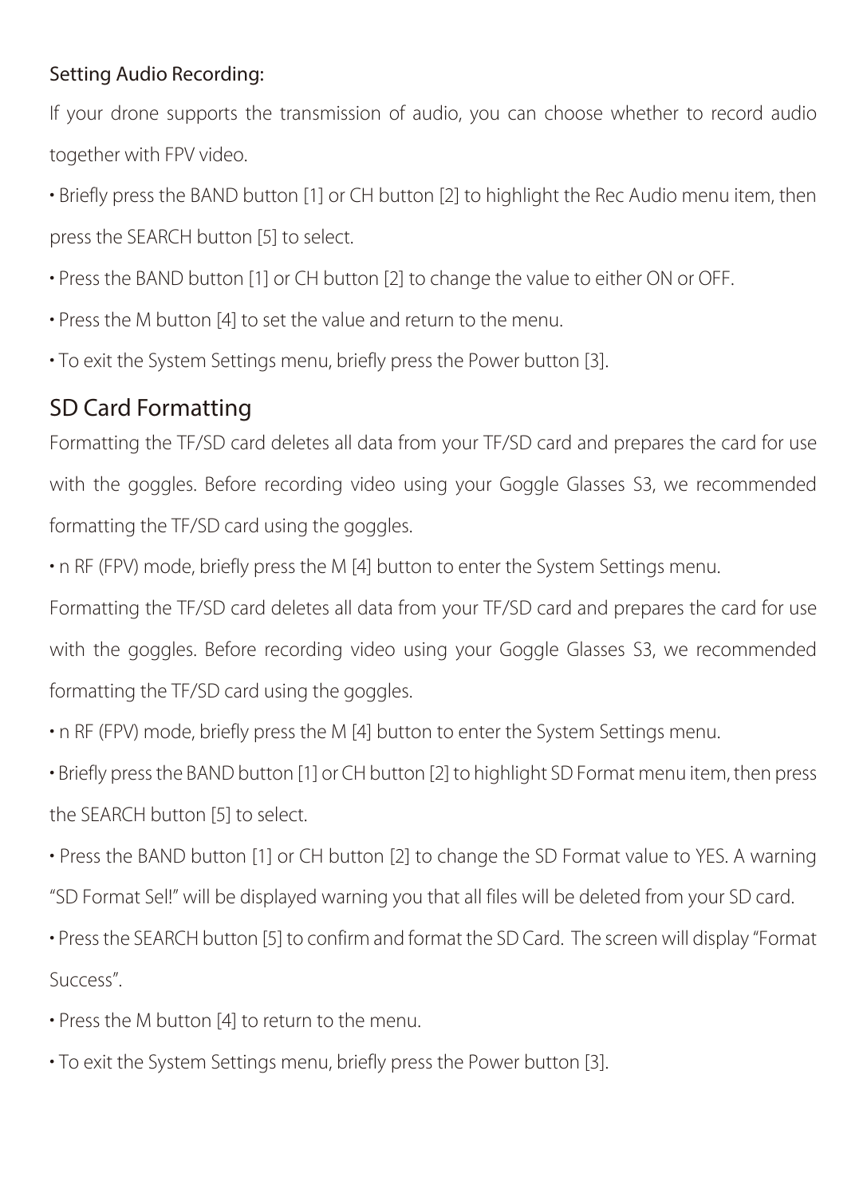Setting Audio Recording:

If your drone supports the transmission of audio, you can choose whether to record audio together with FPV video.

• Briefly press the BAND button [1] or CH button [2] to highlight the Rec Audio menu item, then press the SEARCH button [5] to select.

• Press the BAND button [1] or CH button [2] to change the value to either ON or OFF.

• Press the M button [4] to set the value and return to the menu.

• To exit the System Settings menu, briefly press the Power button [3].

## SD Card Formatting

Formatting the TF/SD card deletes all data from your TF/SD card and prepares the card for use with the goggles. Before recording video using your Goggle Glasses S3, we recommended formatting the TF/SD card using the goggles.

• n RF (FPV) mode, briefly press the M [4] button to enter the System Settings menu.

Formatting the TF/SD card deletes all data from your TF/SD card and prepares the card for use with the goggles. Before recording video using your Goggle Glasses S3, we recommended formatting the TF/SD card using the goggles.

• n RF (FPV) mode, briefly press the M [4] button to enter the System Settings menu.

• Briefly press the BAND button [1] or CH button [2] to highlight SD Format menu item, then press the SEARCH button [5] to select.

• Press the BAND button [1] or CH button [2] to change the SD Format value to YES. A warning "SD Format Sel!" will be displayed warning you that all files will be deleted from your SD card.

• Press the SEARCH button [5] to confirm and format the SD Card. The screen will display "Format Success".

• Press the M button [4] to return to the menu.

• To exit the System Settings menu, briefly press the Power button [3].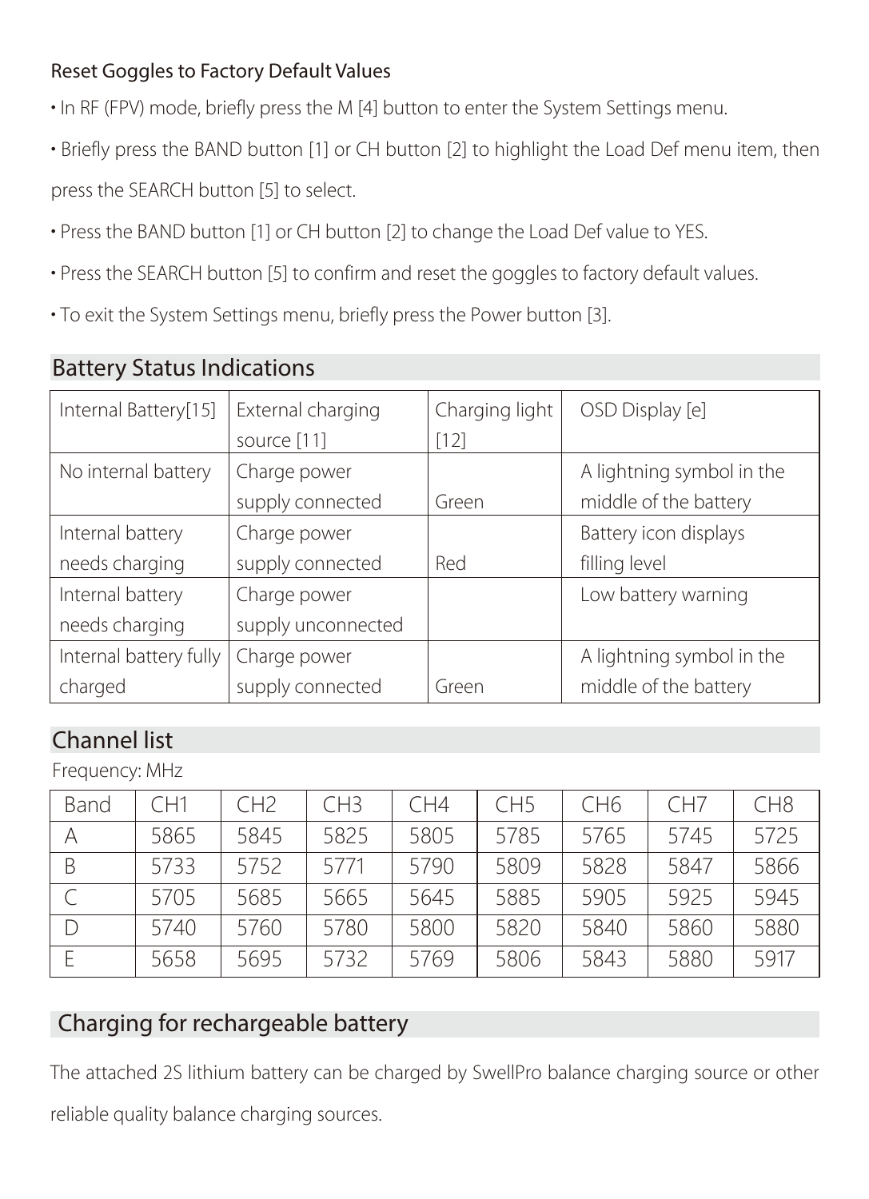Reset Goggles to Factory Default Values

- In RF (FPV) mode, briefly press the M [4] button to enter the System Settings menu.
- Briefly press the BAND button [1] or CH button [2] to highlight the Load Def menu item, then press the SEARCH button [5] to select.
- Press the BAND button [1] or CH button [2] to change the Load Def value to YES.
- Press the SEARCH button [5] to confirm and reset the goggles to factory default values.
- To exit the System Settings menu, briefly press the Power button [3].

## Battery Status Indications

| Internal Battery[15] | External charging source [11] | Charging light [12] | OSD Display [e] |
|---|---|---|---|
| No internal battery | Charge power supply connected | Green | A lightning symbol in the middle of the battery |
| Internal battery needs charging | Charge power supply connected | Red | Battery icon displays filling level |
| Internal battery needs charging | Charge power supply unconnected | | Low battery warning |
| Internal battery fully charged | Charge power supply connected | Green | A lightning symbol in the middle of the battery |

## Channel list

Frequency: MHz

| Band | CH1 | CH2 | CH3 | CH4 | CH5 | CH6 | CH7 | CH8 |
|---|---|---|---|---|---|---|---|---|
| A | 5865 | 5845 | 5825 | 5805 | 5785 | 5765 | 5745 | 5725 |
| B | 5733 | 5752 | 5771 | 5790 | 5809 | 5828 | 5847 | 5866 |
| C | 5705 | 5685 | 5665 | 5645 | 5885 | 5905 | 5925 | 5945 |
| D | 5740 | 5760 | 5780 | 5800 | 5820 | 5840 | 5860 | 5880 |
| E | 5658 | 5695 | 5732 | 5769 | 5806 | 5843 | 5880 | 5917 |

## Charging for rechargeable battery

The attached 2S lithium battery can be charged by SwellPro balance charging source or other reliable quality balance charging sources.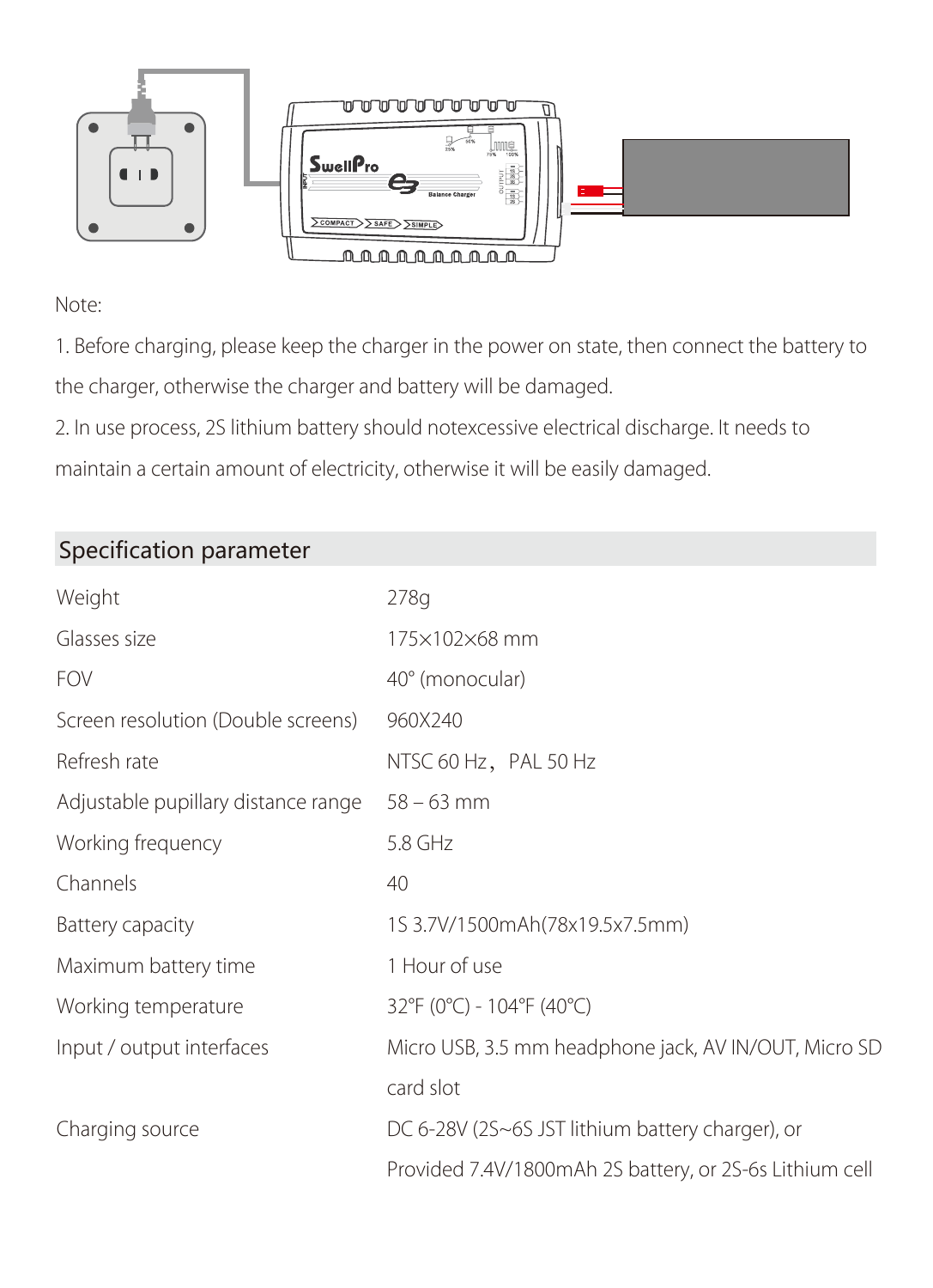Note:

1. Before charging, please keep the charger in the power on state, then connect the battery to the charger, otherwise the charger and battery will be damaged.
2. In use process, 2S lithium battery should notexcessive electrical discharge. It needs to maintain a certain amount of electricity, otherwise it will be easily damaged.

## Specification parameter

| | |
|---|---|
| Weight | 278g |
| Glasses size | 175×102×68 mm |
| FOV | 40° (monocular) |
| Screen resolution (Double screens) | 960X240 |
| Refresh rate | NTSC 60 Hz， PAL 50 Hz |
| Adjustable pupillary distance range | 58 – 63 mm |
| Working frequency | 5.8 GHz |
| Channels | 40 |
| Battery capacity | 1S 3.7V/1500mAh(78x19.5x7.5mm) |
| Maximum battery time | 1 Hour of use |
| Working temperature | 32°F (0°C) - 104°F (40°C) |
| Input / output interfaces | Micro USB, 3.5 mm headphone jack, AV IN/OUT, Micro SD card slot |
| Charging source | DC 6-28V (2S~6S JST lithium battery charger), or Provided 7.4V/1800mAh 2S battery, or 2S-6s Lithium cell |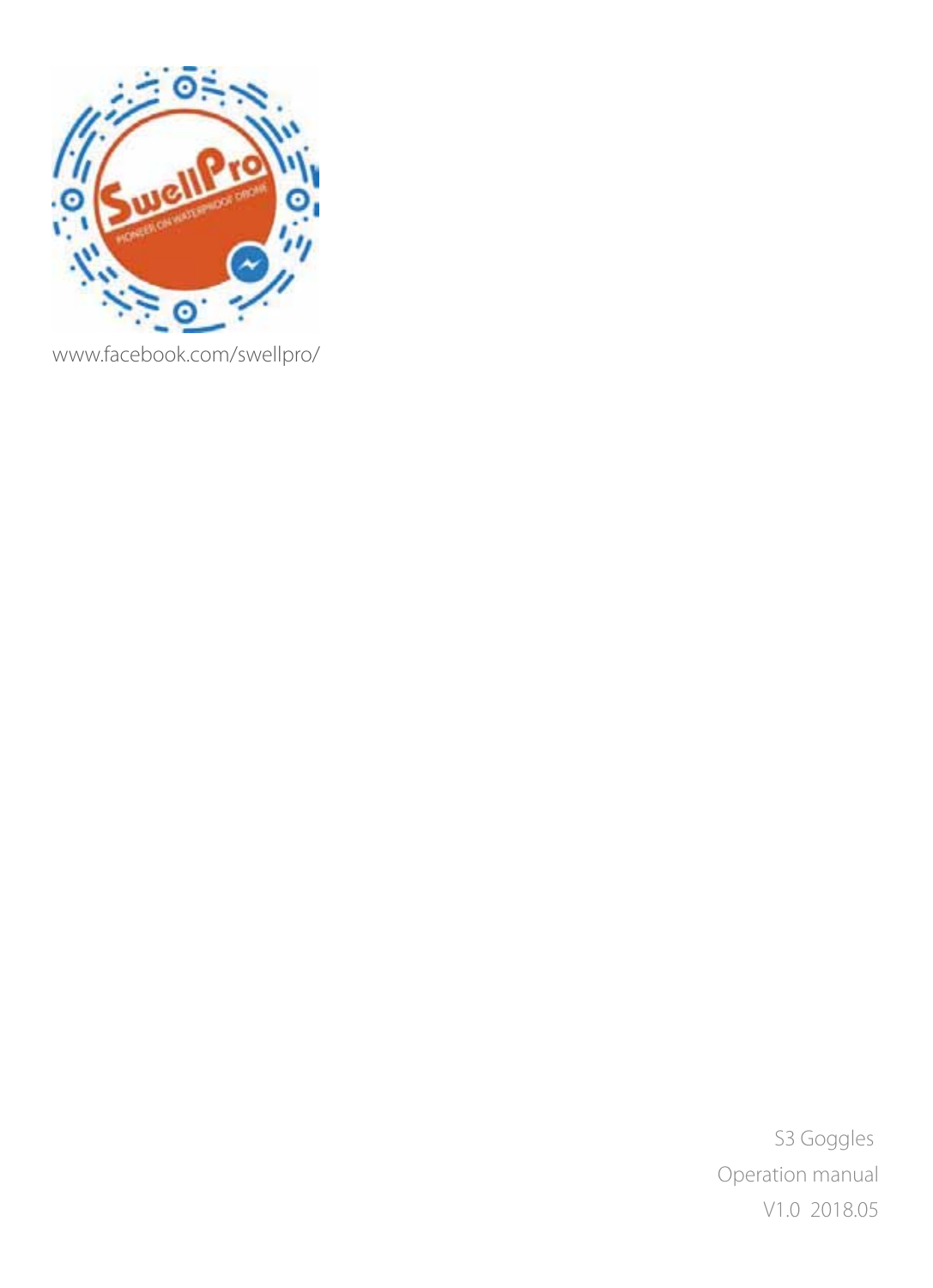www.facebook.com/swellpro/

S3 Goggles

Operation manual

V1.0 2018.05